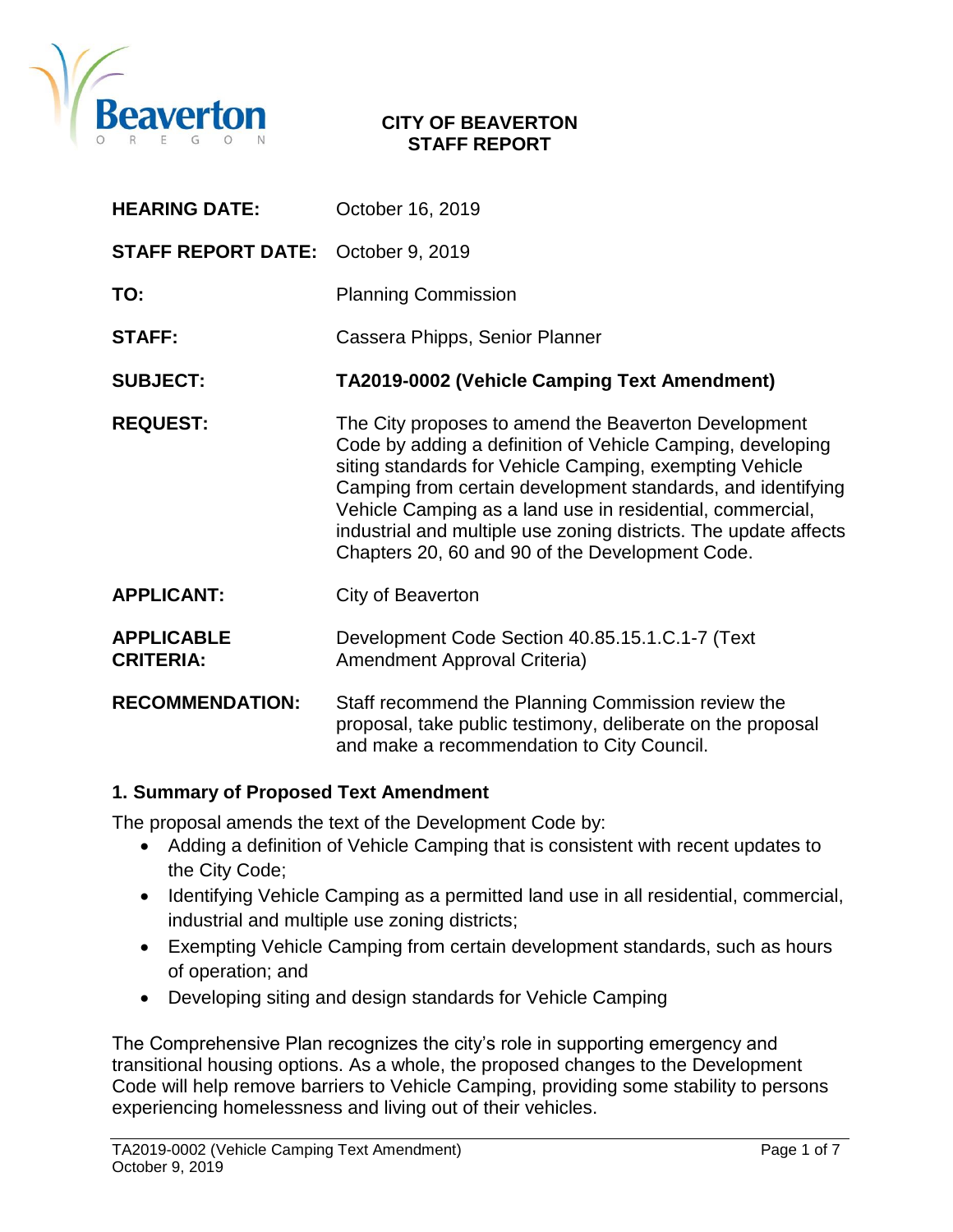**CITY OF BEAVERTON**
**STAFF REPORT**

| | |
|---|---|
| **HEARING DATE:** | October 16, 2019 |
| **STAFF REPORT DATE:** | October 9, 2019 |
| **TO:** | Planning Commission |
| **STAFF:** | Cassera Phipps, Senior Planner |
| **SUBJECT:** | **TA2019-0002 (Vehicle Camping Text Amendment)** |
| **REQUEST:** | The City proposes to amend the Beaverton Development Code by adding a definition of Vehicle Camping, developing siting standards for Vehicle Camping, exempting Vehicle Camping from certain development standards, and identifying Vehicle Camping as a land use in residential, commercial, industrial and multiple use zoning districts. The update affects Chapters 20, 60 and 90 of the Development Code. |
| **APPLICANT:** | City of Beaverton |
| **APPLICABLE CRITERIA:** | Development Code Section 40.85.15.1.C.1-7 (Text Amendment Approval Criteria) |
| **RECOMMENDATION:** | Staff recommend the Planning Commission review the proposal, take public testimony, deliberate on the proposal and make a recommendation to City Council. |

## 1. Summary of Proposed Text Amendment

The proposal amends the text of the Development Code by:

- Adding a definition of Vehicle Camping that is consistent with recent updates to the City Code;
- Identifying Vehicle Camping as a permitted land use in all residential, commercial, industrial and multiple use zoning districts;
- Exempting Vehicle Camping from certain development standards, such as hours of operation; and
- Developing siting and design standards for Vehicle Camping

The Comprehensive Plan recognizes the city's role in supporting emergency and transitional housing options. As a whole, the proposed changes to the Development Code will help remove barriers to Vehicle Camping, providing some stability to persons experiencing homelessness and living out of their vehicles.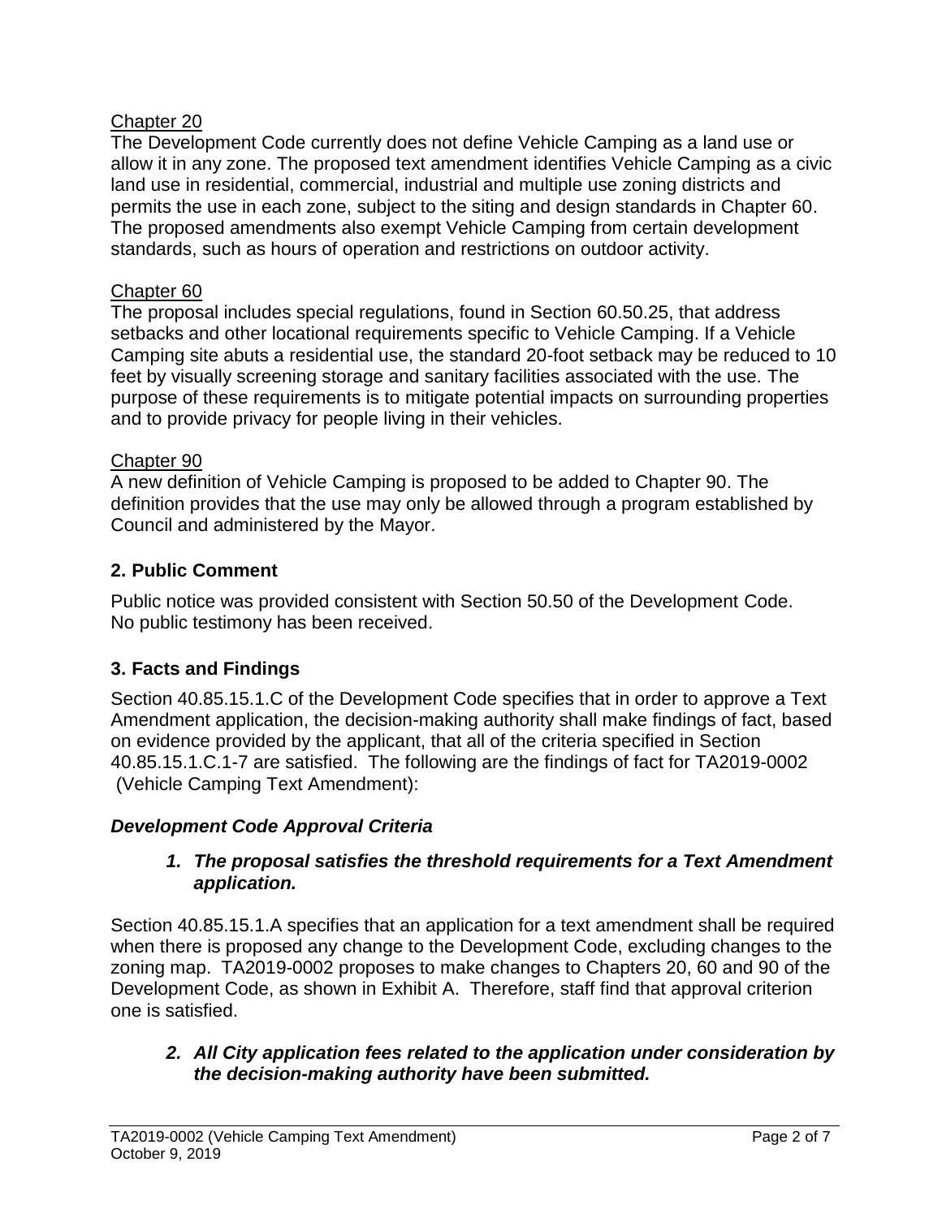Chapter 20

The Development Code currently does not define Vehicle Camping as a land use or allow it in any zone. The proposed text amendment identifies Vehicle Camping as a civic land use in residential, commercial, industrial and multiple use zoning districts and permits the use in each zone, subject to the siting and design standards in Chapter 60. The proposed amendments also exempt Vehicle Camping from certain development standards, such as hours of operation and restrictions on outdoor activity.

Chapter 60

The proposal includes special regulations, found in Section 60.50.25, that address setbacks and other locational requirements specific to Vehicle Camping. If a Vehicle Camping site abuts a residential use, the standard 20-foot setback may be reduced to 10 feet by visually screening storage and sanitary facilities associated with the use. The purpose of these requirements is to mitigate potential impacts on surrounding properties and to provide privacy for people living in their vehicles.

Chapter 90

A new definition of Vehicle Camping is proposed to be added to Chapter 90. The definition provides that the use may only be allowed through a program established by Council and administered by the Mayor.

## 2. Public Comment

Public notice was provided consistent with Section 50.50 of the Development Code. No public testimony has been received.

## 3. Facts and Findings

Section 40.85.15.1.C of the Development Code specifies that in order to approve a Text Amendment application, the decision-making authority shall make findings of fact, based on evidence provided by the applicant, that all of the criteria specified in Section 40.85.15.1.C.1-7 are satisfied. The following are the findings of fact for TA2019-0002 (Vehicle Camping Text Amendment):

### *Development Code Approval Criteria*

1. ***The proposal satisfies the threshold requirements for a Text Amendment application.***

Section 40.85.15.1.A specifies that an application for a text amendment shall be required when there is proposed any change to the Development Code, excluding changes to the zoning map. TA2019-0002 proposes to make changes to Chapters 20, 60 and 90 of the Development Code, as shown in Exhibit A. Therefore, staff find that approval criterion one is satisfied.

2. ***All City application fees related to the application under consideration by the decision-making authority have been submitted.***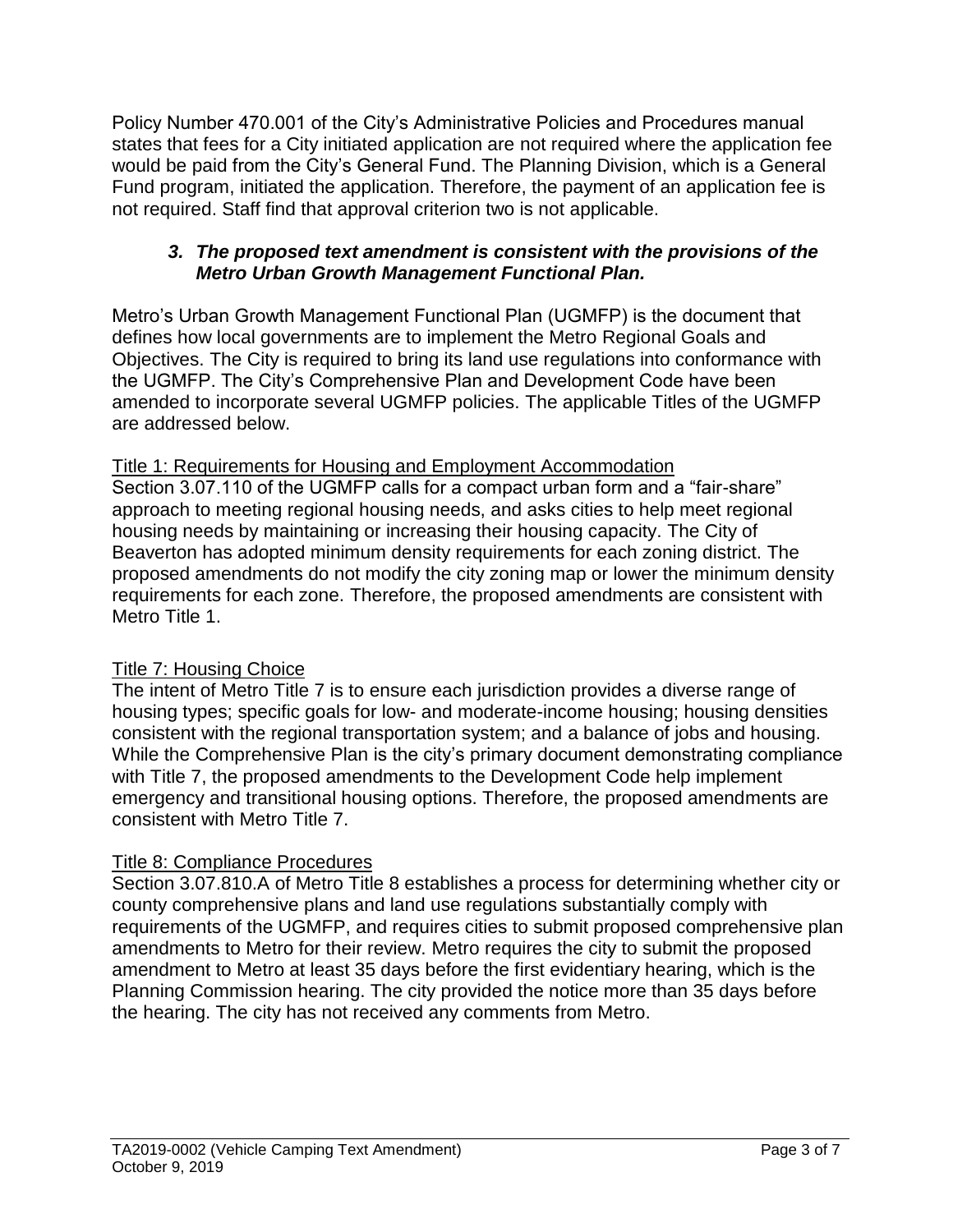Policy Number 470.001 of the City's Administrative Policies and Procedures manual states that fees for a City initiated application are not required where the application fee would be paid from the City's General Fund. The Planning Division, which is a General Fund program, initiated the application. Therefore, the payment of an application fee is not required. Staff find that approval criterion two is not applicable.

3. ***The proposed text amendment is consistent with the provisions of the Metro Urban Growth Management Functional Plan.***

Metro's Urban Growth Management Functional Plan (UGMFP) is the document that defines how local governments are to implement the Metro Regional Goals and Objectives. The City is required to bring its land use regulations into conformance with the UGMFP. The City's Comprehensive Plan and Development Code have been amended to incorporate several UGMFP policies. The applicable Titles of the UGMFP are addressed below.

<u>Title 1: Requirements for Housing and Employment Accommodation</u>

Section 3.07.110 of the UGMFP calls for a compact urban form and a "fair-share" approach to meeting regional housing needs, and asks cities to help meet regional housing needs by maintaining or increasing their housing capacity. The City of Beaverton has adopted minimum density requirements for each zoning district. The proposed amendments do not modify the city zoning map or lower the minimum density requirements for each zone. Therefore, the proposed amendments are consistent with Metro Title 1.

<u>Title 7: Housing Choice</u>

The intent of Metro Title 7 is to ensure each jurisdiction provides a diverse range of housing types; specific goals for low- and moderate-income housing; housing densities consistent with the regional transportation system; and a balance of jobs and housing. While the Comprehensive Plan is the city's primary document demonstrating compliance with Title 7, the proposed amendments to the Development Code help implement emergency and transitional housing options. Therefore, the proposed amendments are consistent with Metro Title 7.

<u>Title 8: Compliance Procedures</u>

Section 3.07.810.A of Metro Title 8 establishes a process for determining whether city or county comprehensive plans and land use regulations substantially comply with requirements of the UGMFP, and requires cities to submit proposed comprehensive plan amendments to Metro for their review. Metro requires the city to submit the proposed amendment to Metro at least 35 days before the first evidentiary hearing, which is the Planning Commission hearing. The city provided the notice more than 35 days before the hearing. The city has not received any comments from Metro.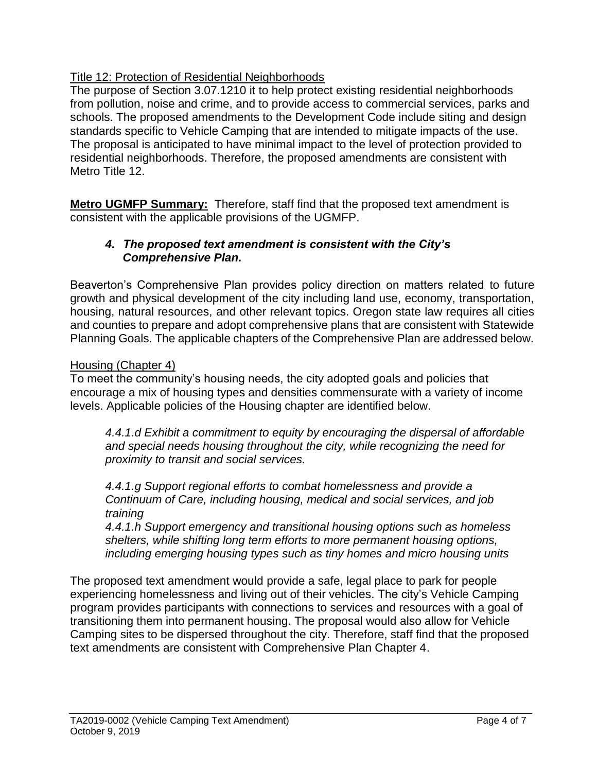Title 12: Protection of Residential Neighborhoods

The purpose of Section 3.07.1210 it to help protect existing residential neighborhoods from pollution, noise and crime, and to provide access to commercial services, parks and schools. The proposed amendments to the Development Code include siting and design standards specific to Vehicle Camping that are intended to mitigate impacts of the use. The proposal is anticipated to have minimal impact to the level of protection provided to residential neighborhoods. Therefore, the proposed amendments are consistent with Metro Title 12.

**Metro UGMFP Summary:** Therefore, staff find that the proposed text amendment is consistent with the applicable provisions of the UGMFP.

### *4. The proposed text amendment is consistent with the City's Comprehensive Plan.*

Beaverton's Comprehensive Plan provides policy direction on matters related to future growth and physical development of the city including land use, economy, transportation, housing, natural resources, and other relevant topics. Oregon state law requires all cities and counties to prepare and adopt comprehensive plans that are consistent with Statewide Planning Goals. The applicable chapters of the Comprehensive Plan are addressed below.

Housing (Chapter 4)

To meet the community's housing needs, the city adopted goals and policies that encourage a mix of housing types and densities commensurate with a variety of income levels. Applicable policies of the Housing chapter are identified below.

> *4.4.1.d Exhibit a commitment to equity by encouraging the dispersal of affordable and special needs housing throughout the city, while recognizing the need for proximity to transit and social services.*
>
> *4.4.1.g Support regional efforts to combat homelessness and provide a Continuum of Care, including housing, medical and social services, and job training*
>
> *4.4.1.h Support emergency and transitional housing options such as homeless shelters, while shifting long term efforts to more permanent housing options, including emerging housing types such as tiny homes and micro housing units*

The proposed text amendment would provide a safe, legal place to park for people experiencing homelessness and living out of their vehicles. The city's Vehicle Camping program provides participants with connections to services and resources with a goal of transitioning them into permanent housing. The proposal would also allow for Vehicle Camping sites to be dispersed throughout the city. Therefore, staff find that the proposed text amendments are consistent with Comprehensive Plan Chapter 4.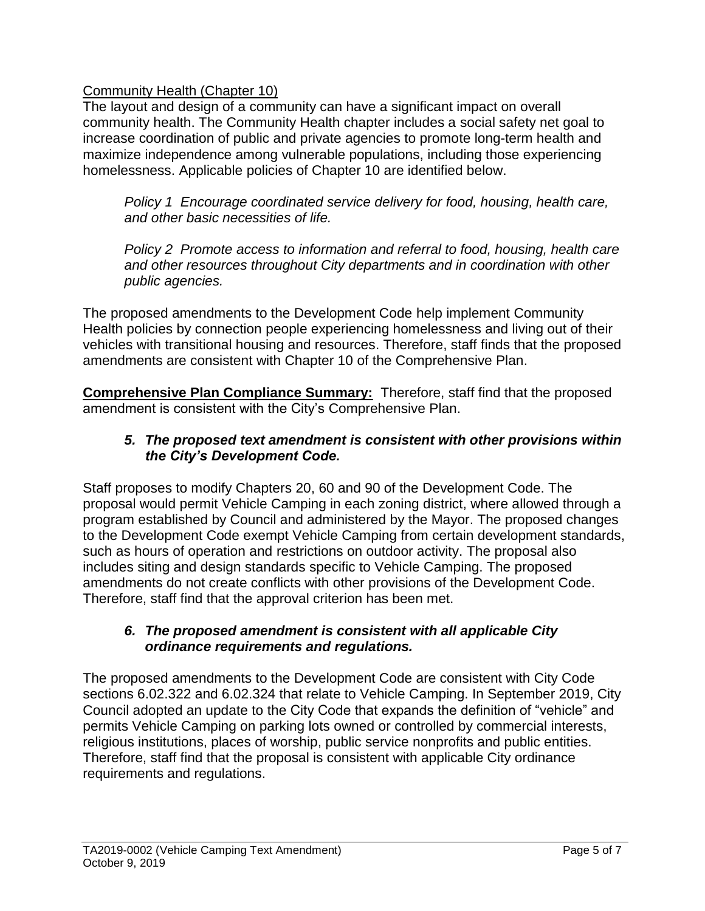Community Health (Chapter 10)

The layout and design of a community can have a significant impact on overall community health. The Community Health chapter includes a social safety net goal to increase coordination of public and private agencies to promote long-term health and maximize independence among vulnerable populations, including those experiencing homelessness. Applicable policies of Chapter 10 are identified below.

> *Policy 1 Encourage coordinated service delivery for food, housing, health care, and other basic necessities of life.*
>
> *Policy 2 Promote access to information and referral to food, housing, health care and other resources throughout City departments and in coordination with other public agencies.*

The proposed amendments to the Development Code help implement Community Health policies by connection people experiencing homelessness and living out of their vehicles with transitional housing and resources. Therefore, staff finds that the proposed amendments are consistent with Chapter 10 of the Comprehensive Plan.

**Comprehensive Plan Compliance Summary:** Therefore, staff find that the proposed amendment is consistent with the City's Comprehensive Plan.

5. ***The proposed text amendment is consistent with other provisions within the City's Development Code.***

Staff proposes to modify Chapters 20, 60 and 90 of the Development Code. The proposal would permit Vehicle Camping in each zoning district, where allowed through a program established by Council and administered by the Mayor. The proposed changes to the Development Code exempt Vehicle Camping from certain development standards, such as hours of operation and restrictions on outdoor activity. The proposal also includes siting and design standards specific to Vehicle Camping. The proposed amendments do not create conflicts with other provisions of the Development Code. Therefore, staff find that the approval criterion has been met.

6. ***The proposed amendment is consistent with all applicable City ordinance requirements and regulations.***

The proposed amendments to the Development Code are consistent with City Code sections 6.02.322 and 6.02.324 that relate to Vehicle Camping. In September 2019, City Council adopted an update to the City Code that expands the definition of "vehicle" and permits Vehicle Camping on parking lots owned or controlled by commercial interests, religious institutions, places of worship, public service nonprofits and public entities. Therefore, staff find that the proposal is consistent with applicable City ordinance requirements and regulations.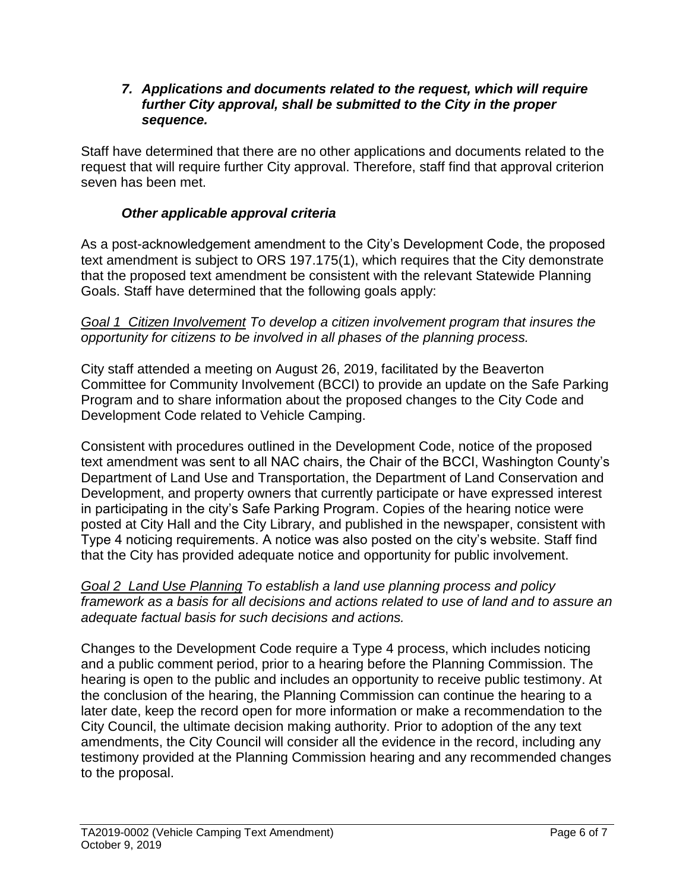7. ***Applications and documents related to the request, which will require further City approval, shall be submitted to the City in the proper sequence.***

Staff have determined that there are no other applications and documents related to the request that will require further City approval. Therefore, staff find that approval criterion seven has been met.

***Other applicable approval criteria***

As a post-acknowledgement amendment to the City's Development Code, the proposed text amendment is subject to ORS 197.175(1), which requires that the City demonstrate that the proposed text amendment be consistent with the relevant Statewide Planning Goals. Staff have determined that the following goals apply:

*Goal 1 Citizen Involvement To develop a citizen involvement program that insures the opportunity for citizens to be involved in all phases of the planning process.*

City staff attended a meeting on August 26, 2019, facilitated by the Beaverton Committee for Community Involvement (BCCI) to provide an update on the Safe Parking Program and to share information about the proposed changes to the City Code and Development Code related to Vehicle Camping.

Consistent with procedures outlined in the Development Code, notice of the proposed text amendment was sent to all NAC chairs, the Chair of the BCCI, Washington County's Department of Land Use and Transportation, the Department of Land Conservation and Development, and property owners that currently participate or have expressed interest in participating in the city's Safe Parking Program. Copies of the hearing notice were posted at City Hall and the City Library, and published in the newspaper, consistent with Type 4 noticing requirements. A notice was also posted on the city's website. Staff find that the City has provided adequate notice and opportunity for public involvement.

*Goal 2 Land Use Planning To establish a land use planning process and policy framework as a basis for all decisions and actions related to use of land and to assure an adequate factual basis for such decisions and actions.*

Changes to the Development Code require a Type 4 process, which includes noticing and a public comment period, prior to a hearing before the Planning Commission. The hearing is open to the public and includes an opportunity to receive public testimony. At the conclusion of the hearing, the Planning Commission can continue the hearing to a later date, keep the record open for more information or make a recommendation to the City Council, the ultimate decision making authority. Prior to adoption of the any text amendments, the City Council will consider all the evidence in the record, including any testimony provided at the Planning Commission hearing and any recommended changes to the proposal.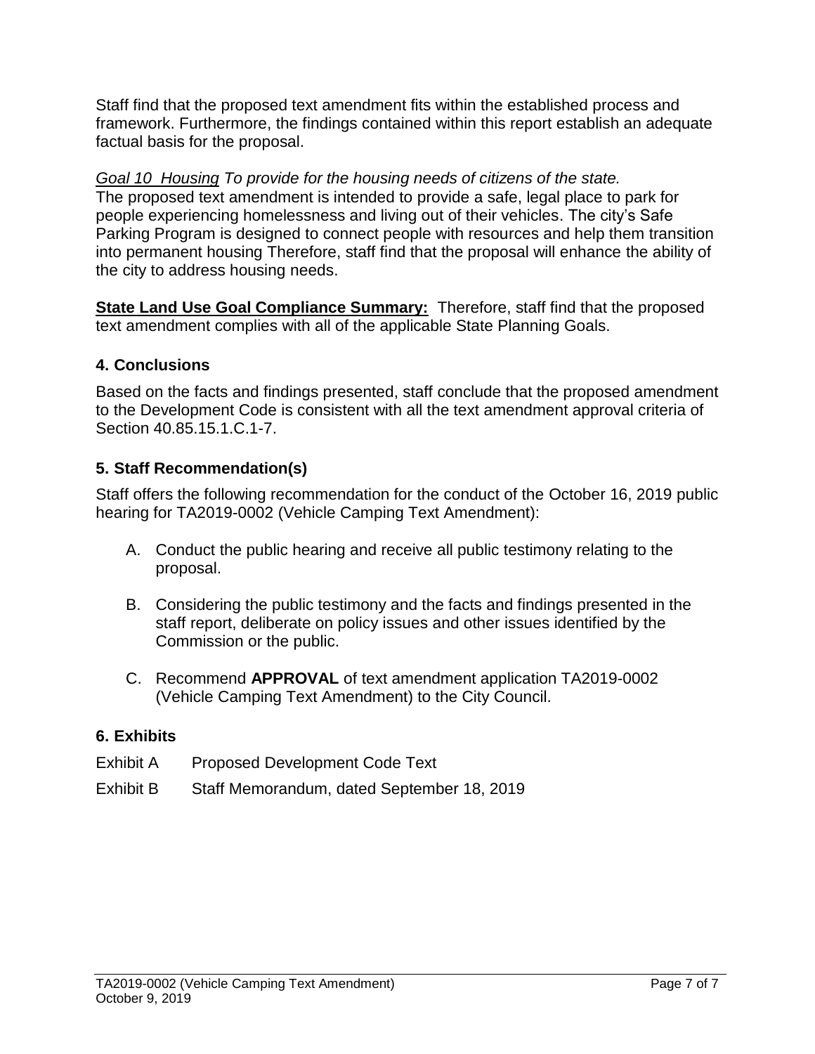Staff find that the proposed text amendment fits within the established process and framework. Furthermore, the findings contained within this report establish an adequate factual basis for the proposal.

*Goal 10 Housing To provide for the housing needs of citizens of the state.*
The proposed text amendment is intended to provide a safe, legal place to park for people experiencing homelessness and living out of their vehicles. The city's Safe Parking Program is designed to connect people with resources and help them transition into permanent housing Therefore, staff find that the proposal will enhance the ability of the city to address housing needs.

**State Land Use Goal Compliance Summary:** Therefore, staff find that the proposed text amendment complies with all of the applicable State Planning Goals.

## 4. Conclusions

Based on the facts and findings presented, staff conclude that the proposed amendment to the Development Code is consistent with all the text amendment approval criteria of Section 40.85.15.1.C.1-7.

## 5. Staff Recommendation(s)

Staff offers the following recommendation for the conduct of the October 16, 2019 public hearing for TA2019-0002 (Vehicle Camping Text Amendment):

A. Conduct the public hearing and receive all public testimony relating to the proposal.

B. Considering the public testimony and the facts and findings presented in the staff report, deliberate on policy issues and other issues identified by the Commission or the public.

C. Recommend **APPROVAL** of text amendment application TA2019-0002 (Vehicle Camping Text Amendment) to the City Council.

## 6. Exhibits

Exhibit A Proposed Development Code Text

Exhibit B Staff Memorandum, dated September 18, 2019